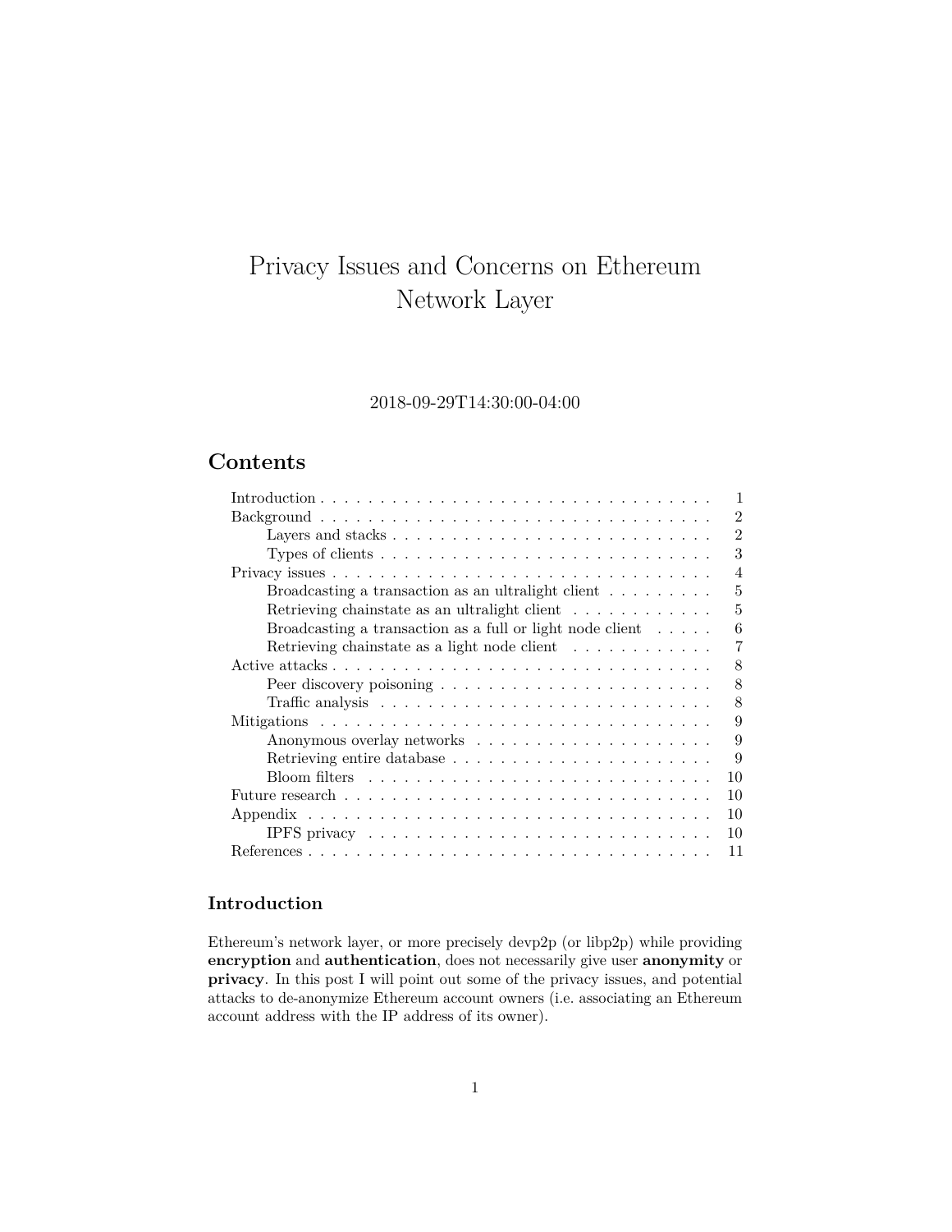# Privacy Issues and Concerns on Ethereum Network Layer

2018-09-29T14:30:00-04:00

## Contents

- Introduction . . . . . . . . . . . . . . . . . . . . . . . . . . . . . . . . . 1
- Background . . . . . . . . . . . . . . . . . . . . . . . . . . . . . . . . . 2
  - Layers and stacks . . . . . . . . . . . . . . . . . . . . . . . . . . . 2
  - Types of clients . . . . . . . . . . . . . . . . . . . . . . . . . . . . 3
- Privacy issues . . . . . . . . . . . . . . . . . . . . . . . . . . . . . . . 4
  - Broadcasting a transaction as an ultralight client . . . . . . . . . 5
  - Retrieving chainstate as an ultralight client . . . . . . . . . . . . 5
  - Broadcasting a transaction as a full or light node client . . . . . 6
  - Retrieving chainstate as a light node client . . . . . . . . . . . . 7
- Active attacks . . . . . . . . . . . . . . . . . . . . . . . . . . . . . . . 8
  - Peer discovery poisoning . . . . . . . . . . . . . . . . . . . . . . . 8
  - Traffic analysis . . . . . . . . . . . . . . . . . . . . . . . . . . . 8
- Mitigations . . . . . . . . . . . . . . . . . . . . . . . . . . . . . . . . 9
  - Anonymous overlay networks . . . . . . . . . . . . . . . . . . . . 9
  - Retrieving entire database . . . . . . . . . . . . . . . . . . . . . . 9
  - Bloom filters . . . . . . . . . . . . . . . . . . . . . . . . . . . . 10
- Future research . . . . . . . . . . . . . . . . . . . . . . . . . . . . . . 10
- Appendix . . . . . . . . . . . . . . . . . . . . . . . . . . . . . . . . . 10
  - IPFS privacy . . . . . . . . . . . . . . . . . . . . . . . . . . . . 10
- References . . . . . . . . . . . . . . . . . . . . . . . . . . . . . . . . 11

## Introduction

Ethereum's network layer, or more precisely devp2p (or libp2p) while providing **encryption** and **authentication**, does not necessarily give user **anonymity** or **privacy**. In this post I will point out some of the privacy issues, and potential attacks to de-anonymize Ethereum account owners (i.e. associating an Ethereum account address with the IP address of its owner).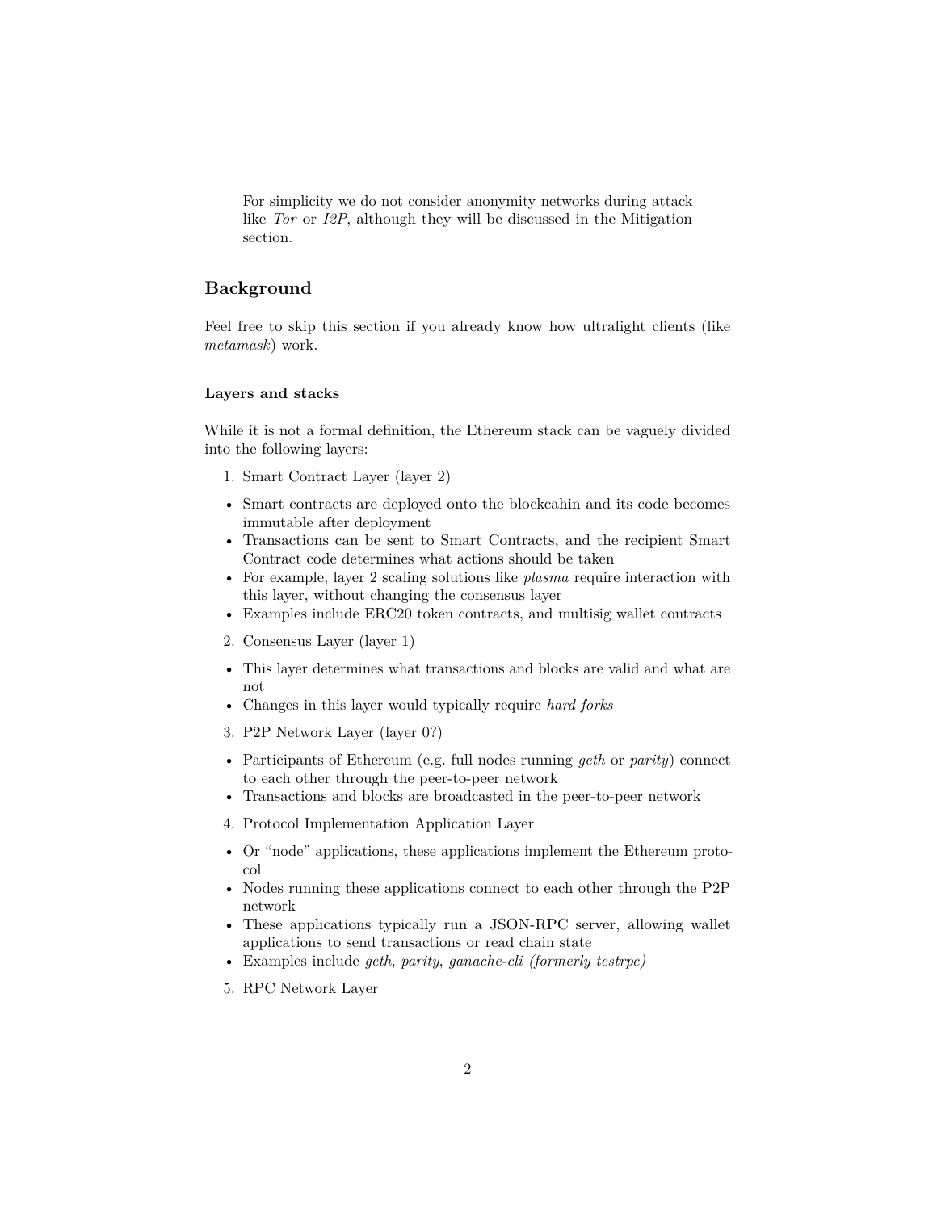> For simplicity we do not consider anonymity networks during attack like *Tor* or *I2P*, although they will be discussed in the Mitigation section.

## Background

Feel free to skip this section if you already know how ultralight clients (like *metamask*) work.

### Layers and stacks

While it is not a formal definition, the Ethereum stack can be vaguely divided into the following layers:

1. Smart Contract Layer (layer 2)

- Smart contracts are deployed onto the blockcahin and its code becomes immutable after deployment
- Transactions can be sent to Smart Contracts, and the recipient Smart Contract code determines what actions should be taken
- For example, layer 2 scaling solutions like *plasma* require interaction with this layer, without changing the consensus layer
- Examples include ERC20 token contracts, and multisig wallet contracts

2. Consensus Layer (layer 1)

- This layer determines what transactions and blocks are valid and what are not
- Changes in this layer would typically require *hard forks*

3. P2P Network Layer (layer 0?)

- Participants of Ethereum (e.g. full nodes running *geth* or *parity*) connect to each other through the peer-to-peer network
- Transactions and blocks are broadcasted in the peer-to-peer network

4. Protocol Implementation Application Layer

- Or "node" applications, these applications implement the Ethereum protocol
- Nodes running these applications connect to each other through the P2P network
- These applications typically run a JSON-RPC server, allowing wallet applications to send transactions or read chain state
- Examples include *geth*, *parity*, *ganache-cli (formerly testrpc)*

5. RPC Network Layer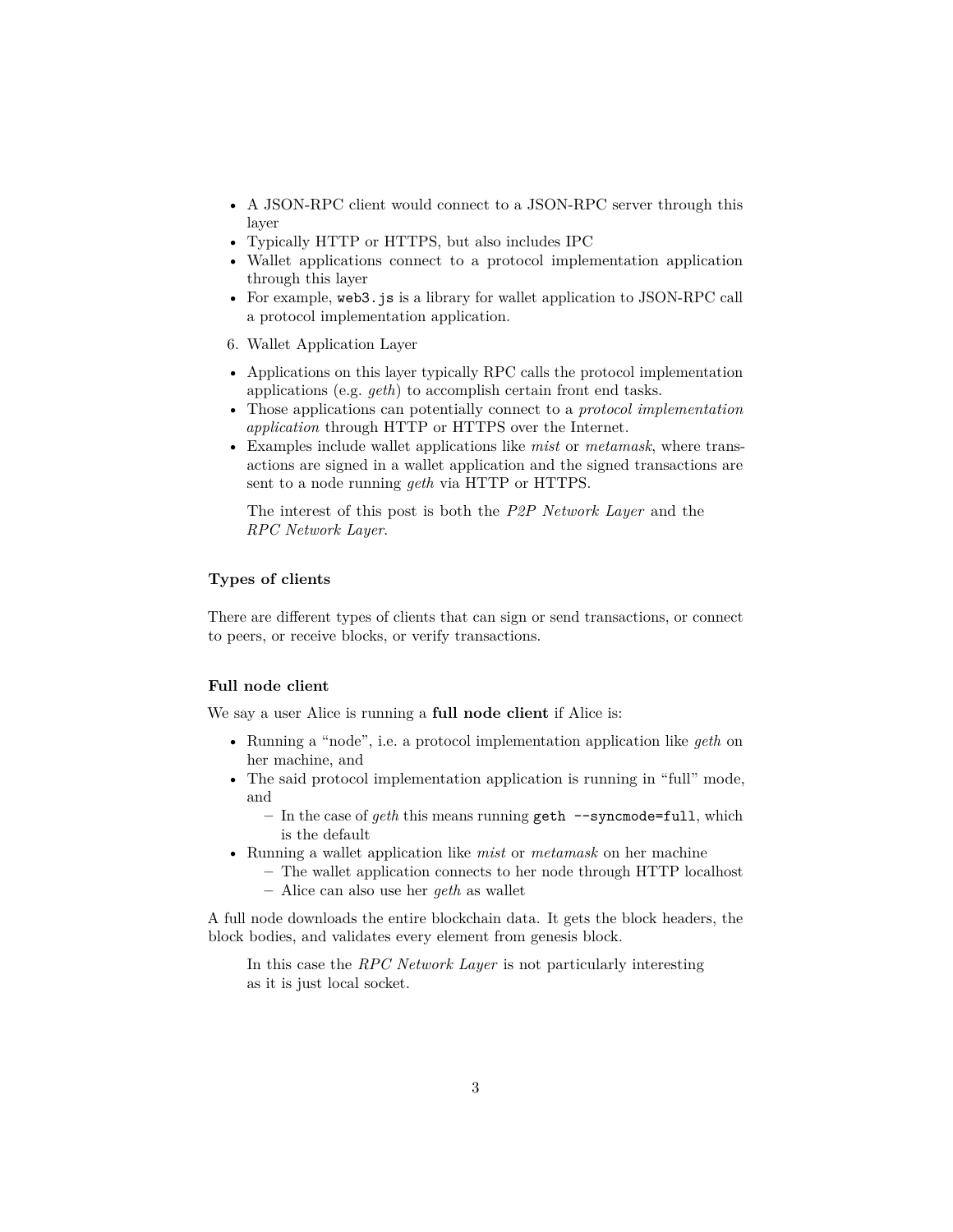- A JSON-RPC client would connect to a JSON-RPC server through this layer
- Typically HTTP or HTTPS, but also includes IPC
- Wallet applications connect to a protocol implementation application through this layer
- For example, `web3.js` is a library for wallet application to JSON-RPC call a protocol implementation application.

6. Wallet Application Layer

- Applications on this layer typically RPC calls the protocol implementation applications (e.g. *geth*) to accomplish certain front end tasks.
- Those applications can potentially connect to a *protocol implementation application* through HTTP or HTTPS over the Internet.
- Examples include wallet applications like *mist* or *metamask*, where transactions are signed in a wallet application and the signed transactions are sent to a node running *geth* via HTTP or HTTPS.

> The interest of this post is both the *P2P Network Layer* and the *RPC Network Layer*.

#### Types of clients

There are different types of clients that can sign or send transactions, or connect to peers, or receive blocks, or verify transactions.

#### Full node client

We say a user Alice is running a **full node client** if Alice is:

- Running a "node", i.e. a protocol implementation application like *geth* on her machine, and
- The said protocol implementation application is running in "full" mode, and
  - In the case of *geth* this means running `geth --syncmode=full`, which is the default
- Running a wallet application like *mist* or *metamask* on her machine
  - The wallet application connects to her node through HTTP localhost
  - Alice can also use her *geth* as wallet

A full node downloads the entire blockchain data. It gets the block headers, the block bodies, and validates every element from genesis block.

> In this case the *RPC Network Layer* is not particularly interesting as it is just local socket.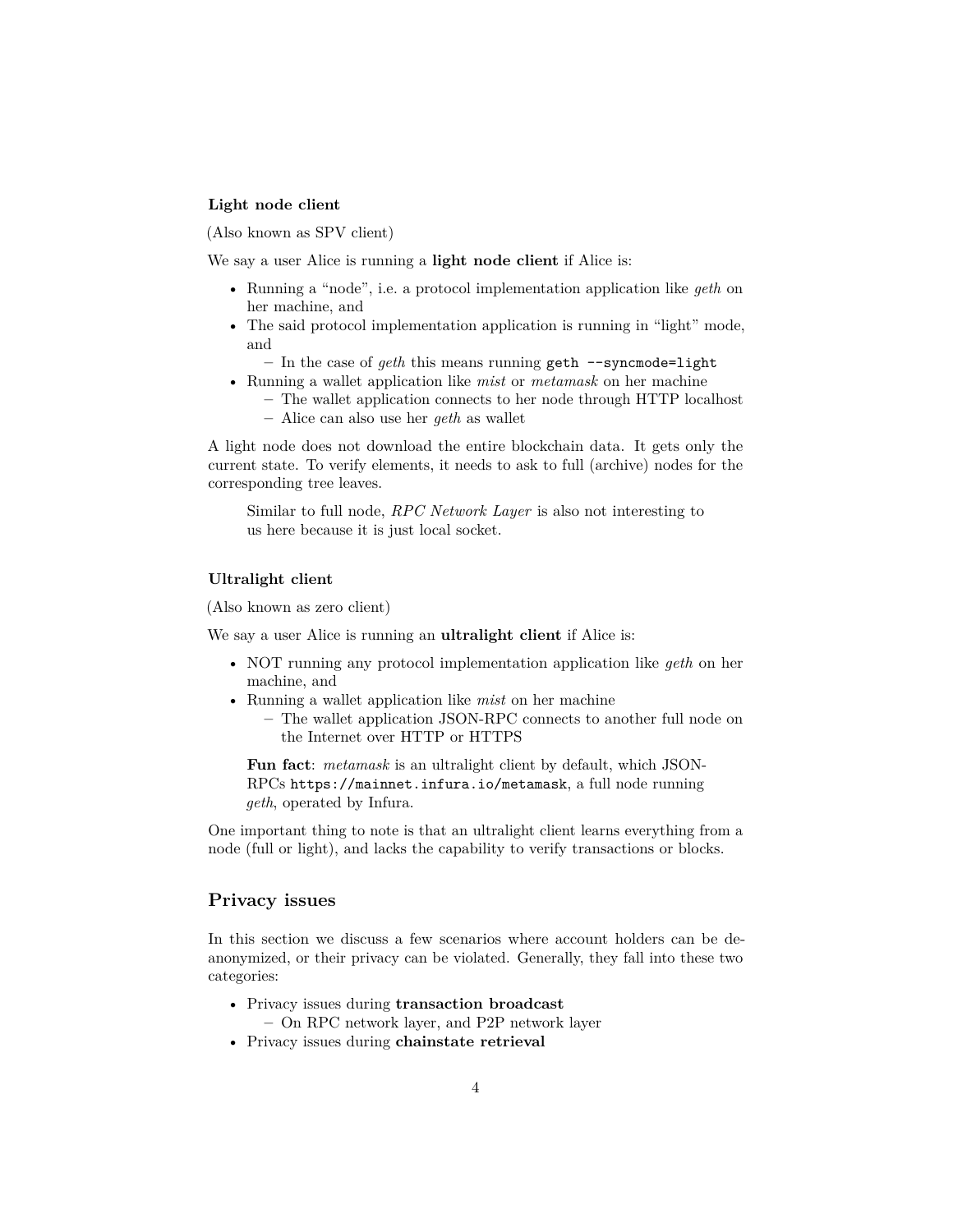**Light node client**

(Also known as SPV client)

We say a user Alice is running a **light node client** if Alice is:

- Running a "node", i.e. a protocol implementation application like *geth* on her machine, and
- The said protocol implementation application is running in "light" mode, and
  - In the case of *geth* this means running `geth --syncmode=light`
- Running a wallet application like *mist* or *metamask* on her machine
  - The wallet application connects to her node through HTTP localhost
  - Alice can also use her *geth* as wallet

A light node does not download the entire blockchain data. It gets only the current state. To verify elements, it needs to ask to full (archive) nodes for the corresponding tree leaves.

> Similar to full node, *RPC Network Layer* is also not interesting to us here because it is just local socket.

**Ultralight client**

(Also known as zero client)

We say a user Alice is running an **ultralight client** if Alice is:

- NOT running any protocol implementation application like *geth* on her machine, and
- Running a wallet application like *mist* on her machine
  - The wallet application JSON-RPC connects to another full node on the Internet over HTTP or HTTPS

> **Fun fact**: *metamask* is an ultralight client by default, which JSON-RPCs `https://mainnet.infura.io/metamask`, a full node running *geth*, operated by Infura.

One important thing to note is that an ultralight client learns everything from a node (full or light), and lacks the capability to verify transactions or blocks.

## Privacy issues

In this section we discuss a few scenarios where account holders can be de-anonymized, or their privacy can be violated. Generally, they fall into these two categories:

- Privacy issues during **transaction broadcast**
  - On RPC network layer, and P2P network layer
- Privacy issues during **chainstate retrieval**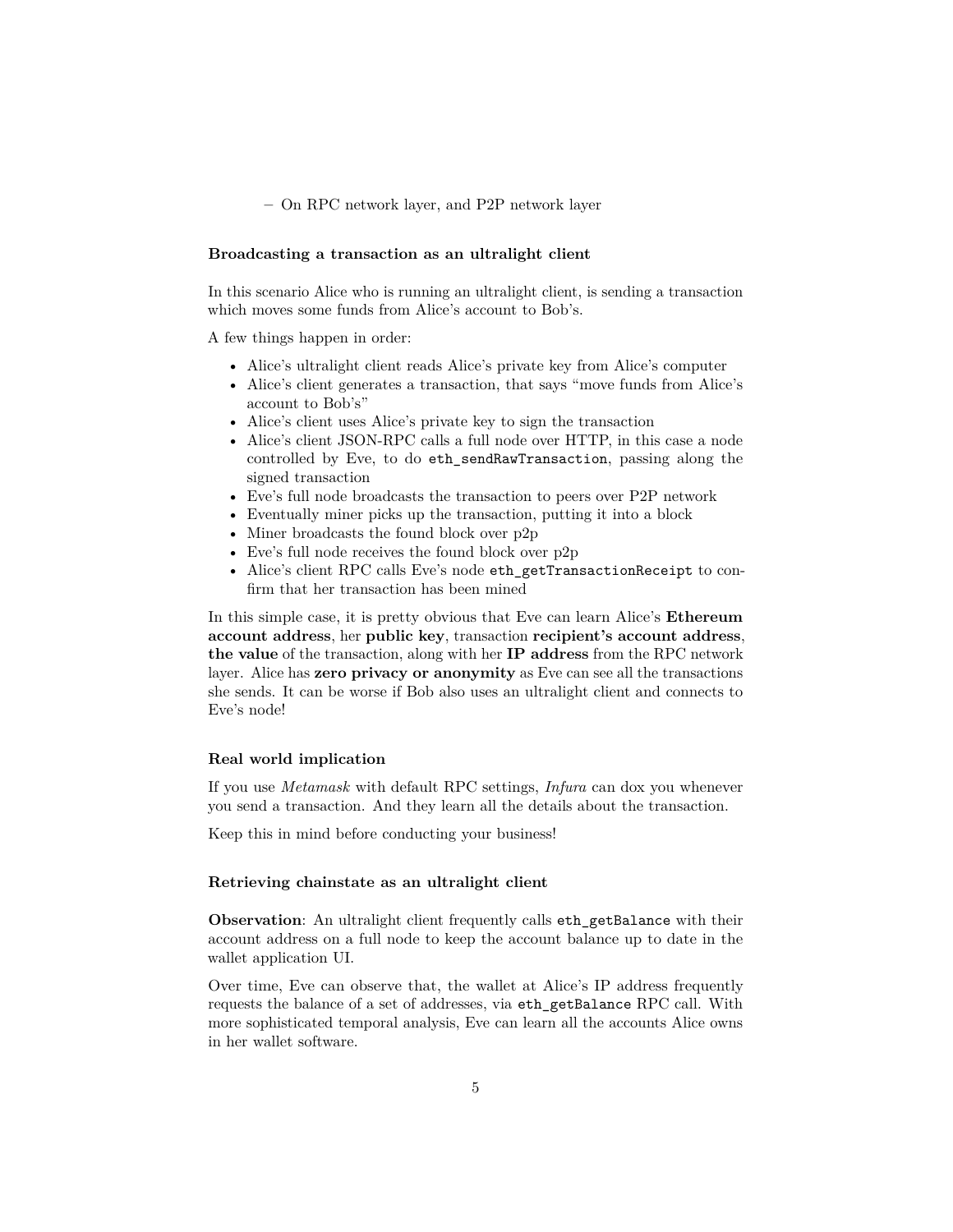- On RPC network layer, and P2P network layer

#### Broadcasting a transaction as an ultralight client

In this scenario Alice who is running an ultralight client, is sending a transaction which moves some funds from Alice's account to Bob's.

A few things happen in order:

- Alice's ultralight client reads Alice's private key from Alice's computer
- Alice's client generates a transaction, that says "move funds from Alice's account to Bob's"
- Alice's client uses Alice's private key to sign the transaction
- Alice's client JSON-RPC calls a full node over HTTP, in this case a node controlled by Eve, to do `eth_sendRawTransaction`, passing along the signed transaction
- Eve's full node broadcasts the transaction to peers over P2P network
- Eventually miner picks up the transaction, putting it into a block
- Miner broadcasts the found block over p2p
- Eve's full node receives the found block over p2p
- Alice's client RPC calls Eve's node `eth_getTransactionReceipt` to confirm that her transaction has been mined

In this simple case, it is pretty obvious that Eve can learn Alice's **Ethereum account address**, her **public key**, transaction **recipient's account address**, **the value** of the transaction, along with her **IP address** from the RPC network layer. Alice has **zero privacy or anonymity** as Eve can see all the transactions she sends. It can be worse if Bob also uses an ultralight client and connects to Eve's node!

#### Real world implication

If you use *Metamask* with default RPC settings, *Infura* can dox you whenever you send a transaction. And they learn all the details about the transaction.

Keep this in mind before conducting your business!

#### Retrieving chainstate as an ultralight client

**Observation**: An ultralight client frequently calls `eth_getBalance` with their account address on a full node to keep the account balance up to date in the wallet application UI.

Over time, Eve can observe that, the wallet at Alice's IP address frequently requests the balance of a set of addresses, via `eth_getBalance` RPC call. With more sophisticated temporal analysis, Eve can learn all the accounts Alice owns in her wallet software.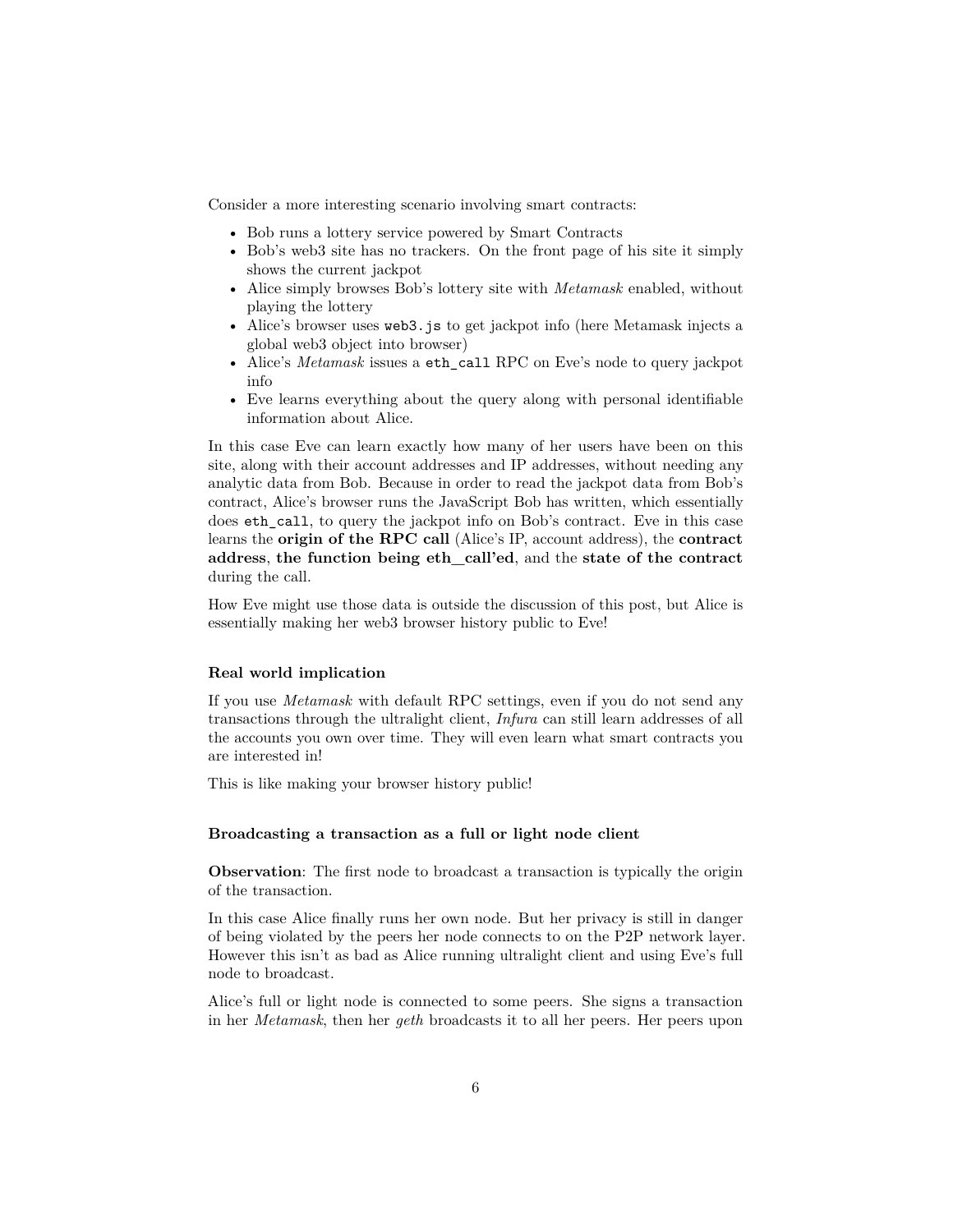Consider a more interesting scenario involving smart contracts:

- Bob runs a lottery service powered by Smart Contracts
- Bob's web3 site has no trackers. On the front page of his site it simply shows the current jackpot
- Alice simply browses Bob's lottery site with *Metamask* enabled, without playing the lottery
- Alice's browser uses `web3.js` to get jackpot info (here Metamask injects a global web3 object into browser)
- Alice's *Metamask* issues a `eth_call` RPC on Eve's node to query jackpot info
- Eve learns everything about the query along with personal identifiable information about Alice.

In this case Eve can learn exactly how many of her users have been on this site, along with their account addresses and IP addresses, without needing any analytic data from Bob. Because in order to read the jackpot data from Bob's contract, Alice's browser runs the JavaScript Bob has written, which essentially does `eth_call`, to query the jackpot info on Bob's contract. Eve in this case learns the **origin of the RPC call** (Alice's IP, account address), the **contract address**, **the function being eth_call'ed**, and the **state of the contract** during the call.

How Eve might use those data is outside the discussion of this post, but Alice is essentially making her web3 browser history public to Eve!

#### Real world implication

If you use *Metamask* with default RPC settings, even if you do not send any transactions through the ultralight client, *Infura* can still learn addresses of all the accounts you own over time. They will even learn what smart contracts you are interested in!

This is like making your browser history public!

#### Broadcasting a transaction as a full or light node client

**Observation**: The first node to broadcast a transaction is typically the origin of the transaction.

In this case Alice finally runs her own node. But her privacy is still in danger of being violated by the peers her node connects to on the P2P network layer. However this isn't as bad as Alice running ultralight client and using Eve's full node to broadcast.

Alice's full or light node is connected to some peers. She signs a transaction in her *Metamask*, then her *geth* broadcasts it to all her peers. Her peers upon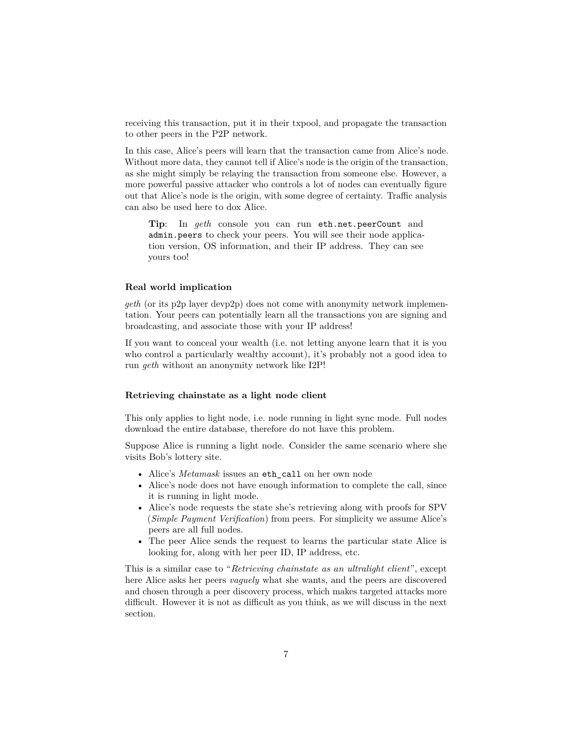receiving this transaction, put it in their txpool, and propagate the transaction to other peers in the P2P network.

In this case, Alice's peers will learn that the transaction came from Alice's node. Without more data, they cannot tell if Alice's node is the origin of the transaction, as she might simply be relaying the transaction from someone else. However, a more powerful passive attacker who controls a lot of nodes can eventually figure out that Alice's node is the origin, with some degree of certainty. Traffic analysis can also be used here to dox Alice.

> **Tip**: In *geth* console you can run `eth.net.peerCount` and `admin.peers` to check your peers. You will see their node application version, OS information, and their IP address. They can see yours too!

#### Real world implication

*geth* (or its p2p layer devp2p) does not come with anonymity network implementation. Your peers can potentially learn all the transactions you are signing and broadcasting, and associate those with your IP address!

If you want to conceal your wealth (i.e. not letting anyone learn that it is you who control a particularly wealthy account), it's probably not a good idea to run *geth* without an anonymity network like I2P!

#### Retrieving chainstate as a light node client

This only applies to light node, i.e. node running in light sync mode. Full nodes download the entire database, therefore do not have this problem.

Suppose Alice is running a light node. Consider the same scenario where she visits Bob's lottery site.

- Alice's *Metamask* issues an `eth_call` on her own node
- Alice's node does not have enough information to complete the call, since it is running in light mode.
- Alice's node requests the state she's retrieving along with proofs for SPV (*Simple Payment Verification*) from peers. For simplicity we assume Alice's peers are all full nodes.
- The peer Alice sends the request to learns the particular state Alice is looking for, along with her peer ID, IP address, etc.

This is a similar case to "*Retrieving chainstate as an ultralight client*", except here Alice asks her peers *vaguely* what she wants, and the peers are discovered and chosen through a peer discovery process, which makes targeted attacks more difficult. However it is not as difficult as you think, as we will discuss in the next section.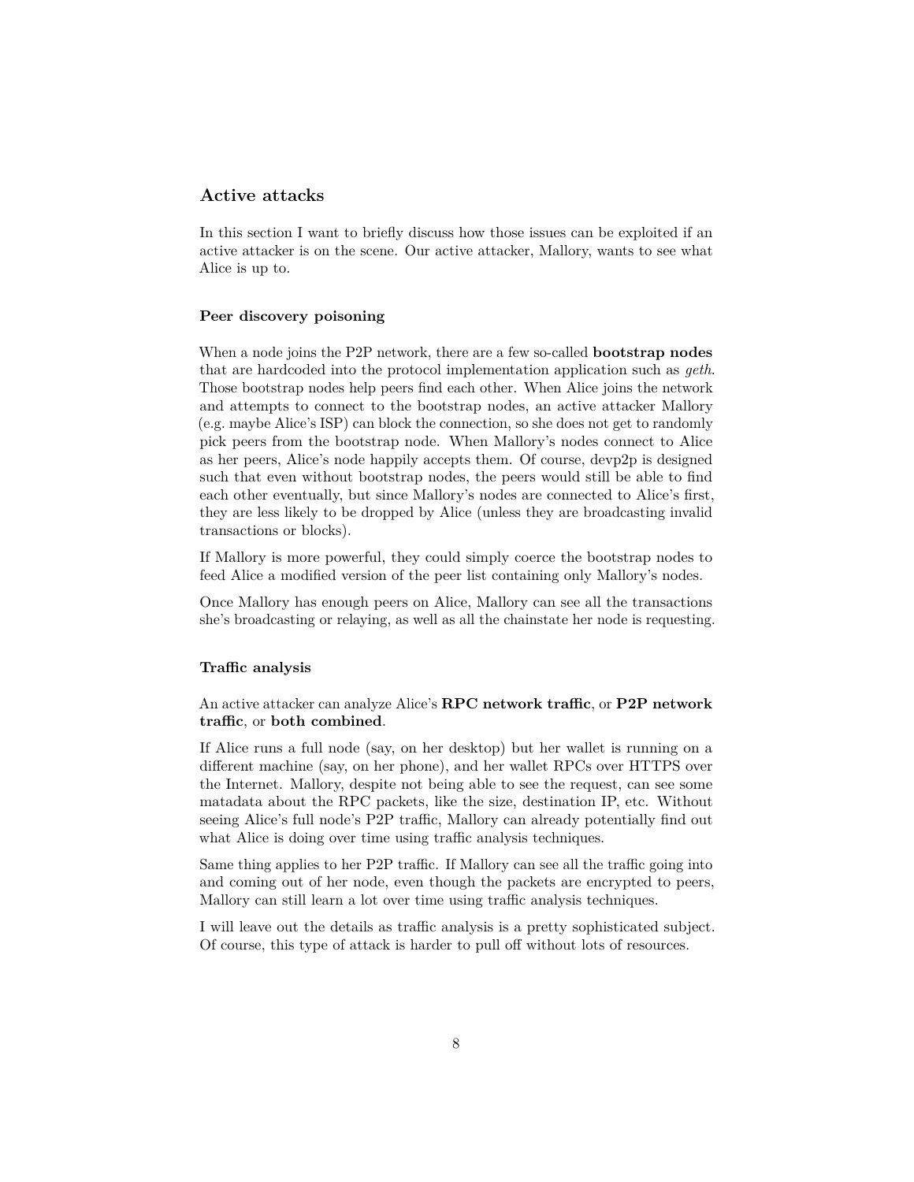## Active attacks

In this section I want to briefly discuss how those issues can be exploited if an active attacker is on the scene. Our active attacker, Mallory, wants to see what Alice is up to.

### Peer discovery poisoning

When a node joins the P2P network, there are a few so-called **bootstrap nodes** that are hardcoded into the protocol implementation application such as *geth*. Those bootstrap nodes help peers find each other. When Alice joins the network and attempts to connect to the bootstrap nodes, an active attacker Mallory (e.g. maybe Alice's ISP) can block the connection, so she does not get to randomly pick peers from the bootstrap node. When Mallory's nodes connect to Alice as her peers, Alice's node happily accepts them. Of course, devp2p is designed such that even without bootstrap nodes, the peers would still be able to find each other eventually, but since Mallory's nodes are connected to Alice's first, they are less likely to be dropped by Alice (unless they are broadcasting invalid transactions or blocks).

If Mallory is more powerful, they could simply coerce the bootstrap nodes to feed Alice a modified version of the peer list containing only Mallory's nodes.

Once Mallory has enough peers on Alice, Mallory can see all the transactions she's broadcasting or relaying, as well as all the chainstate her node is requesting.

### Traffic analysis

An active attacker can analyze Alice's **RPC network traffic**, or **P2P network traffic**, or **both combined**.

If Alice runs a full node (say, on her desktop) but her wallet is running on a different machine (say, on her phone), and her wallet RPCs over HTTPS over the Internet. Mallory, despite not being able to see the request, can see some matadata about the RPC packets, like the size, destination IP, etc. Without seeing Alice's full node's P2P traffic, Mallory can already potentially find out what Alice is doing over time using traffic analysis techniques.

Same thing applies to her P2P traffic. If Mallory can see all the traffic going into and coming out of her node, even though the packets are encrypted to peers, Mallory can still learn a lot over time using traffic analysis techniques.

I will leave out the details as traffic analysis is a pretty sophisticated subject. Of course, this type of attack is harder to pull off without lots of resources.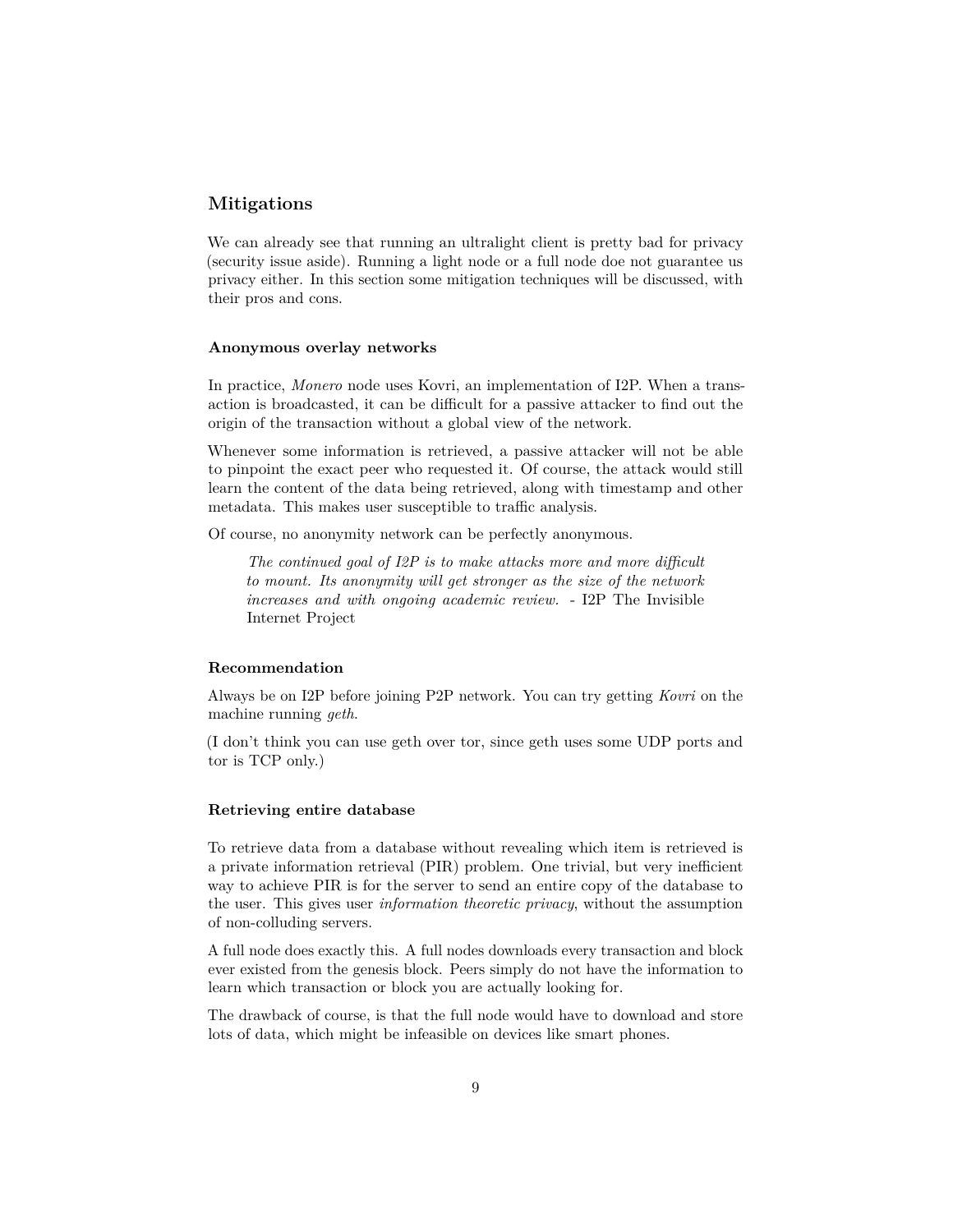## Mitigations

We can already see that running an ultralight client is pretty bad for privacy (security issue aside). Running a light node or a full node doe not guarantee us privacy either. In this section some mitigation techniques will be discussed, with their pros and cons.

### Anonymous overlay networks

In practice, *Monero* node uses Kovri, an implementation of I2P. When a transaction is broadcasted, it can be difficult for a passive attacker to find out the origin of the transaction without a global view of the network.

Whenever some information is retrieved, a passive attacker will not be able to pinpoint the exact peer who requested it. Of course, the attack would still learn the content of the data being retrieved, along with timestamp and other metadata. This makes user susceptible to traffic analysis.

Of course, no anonymity network can be perfectly anonymous.

> *The continued goal of I2P is to make attacks more and more difficult to mount. Its anonymity will get stronger as the size of the network increases and with ongoing academic review.* - I2P The Invisible Internet Project

#### Recommendation

Always be on I2P before joining P2P network. You can try getting *Kovri* on the machine running *geth*.

(I don't think you can use geth over tor, since geth uses some UDP ports and tor is TCP only.)

### Retrieving entire database

To retrieve data from a database without revealing which item is retrieved is a private information retrieval (PIR) problem. One trivial, but very inefficient way to achieve PIR is for the server to send an entire copy of the database to the user. This gives user *information theoretic privacy*, without the assumption of non-colluding servers.

A full node does exactly this. A full nodes downloads every transaction and block ever existed from the genesis block. Peers simply do not have the information to learn which transaction or block you are actually looking for.

The drawback of course, is that the full node would have to download and store lots of data, which might be infeasible on devices like smart phones.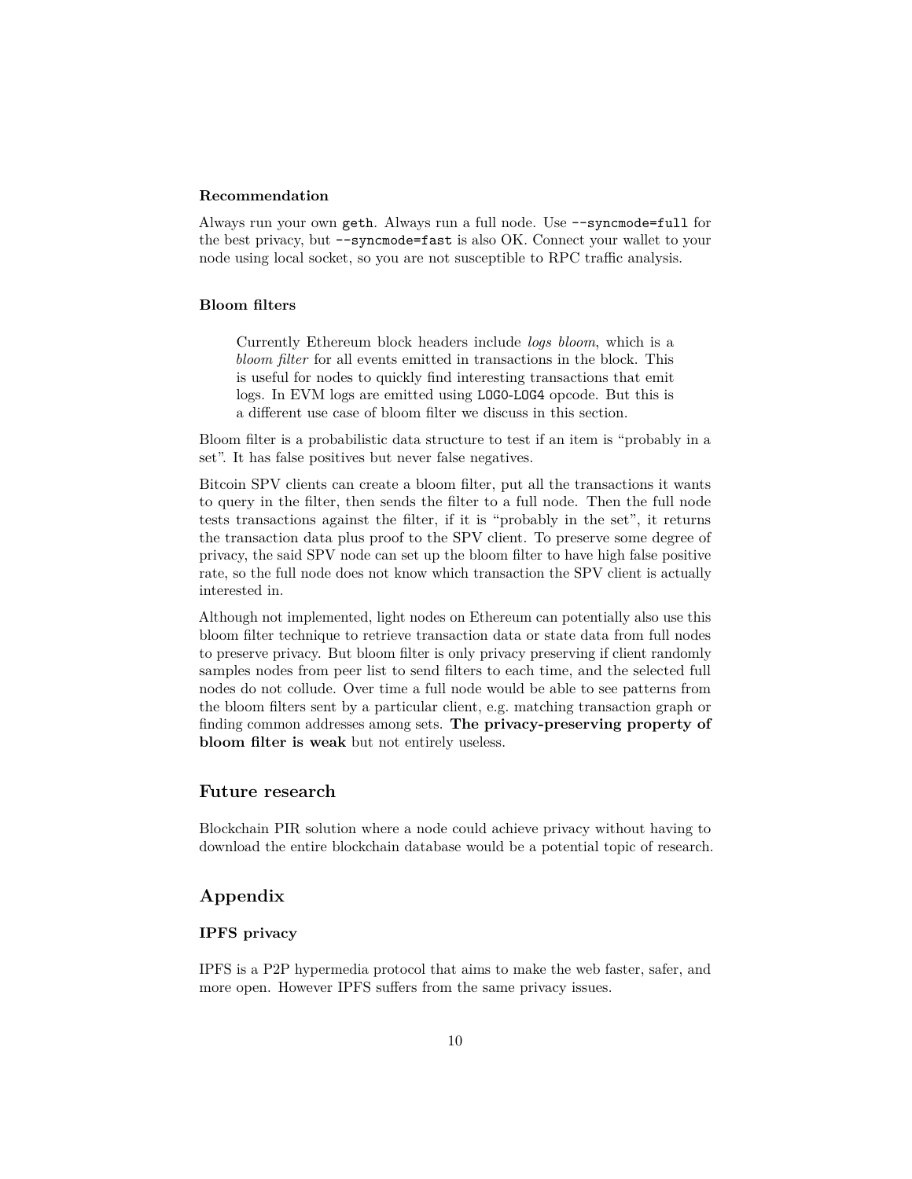#### Recommendation

Always run your own `geth`. Always run a full node. Use `--syncmode=full` for the best privacy, but `--syncmode=fast` is also OK. Connect your wallet to your node using local socket, so you are not susceptible to RPC traffic analysis.

#### Bloom filters

> Currently Ethereum block headers include *logs bloom*, which is a *bloom filter* for all events emitted in transactions in the block. This is useful for nodes to quickly find interesting transactions that emit logs. In EVM logs are emitted using `LOG0`-`LOG4` opcode. But this is a different use case of bloom filter we discuss in this section.

Bloom filter is a probabilistic data structure to test if an item is "probably in a set". It has false positives but never false negatives.

Bitcoin SPV clients can create a bloom filter, put all the transactions it wants to query in the filter, then sends the filter to a full node. Then the full node tests transactions against the filter, if it is "probably in the set", it returns the transaction data plus proof to the SPV client. To preserve some degree of privacy, the said SPV node can set up the bloom filter to have high false positive rate, so the full node does not know which transaction the SPV client is actually interested in.

Although not implemented, light nodes on Ethereum can potentially also use this bloom filter technique to retrieve transaction data or state data from full nodes to preserve privacy. But bloom filter is only privacy preserving if client randomly samples nodes from peer list to send filters to each time, and the selected full nodes do not collude. Over time a full node would be able to see patterns from the bloom filters sent by a particular client, e.g. matching transaction graph or finding common addresses among sets. **The privacy-preserving property of bloom filter is weak** but not entirely useless.

### Future research

Blockchain PIR solution where a node could achieve privacy without having to download the entire blockchain database would be a potential topic of research.

### Appendix

#### IPFS privacy

IPFS is a P2P hypermedia protocol that aims to make the web faster, safer, and more open. However IPFS suffers from the same privacy issues.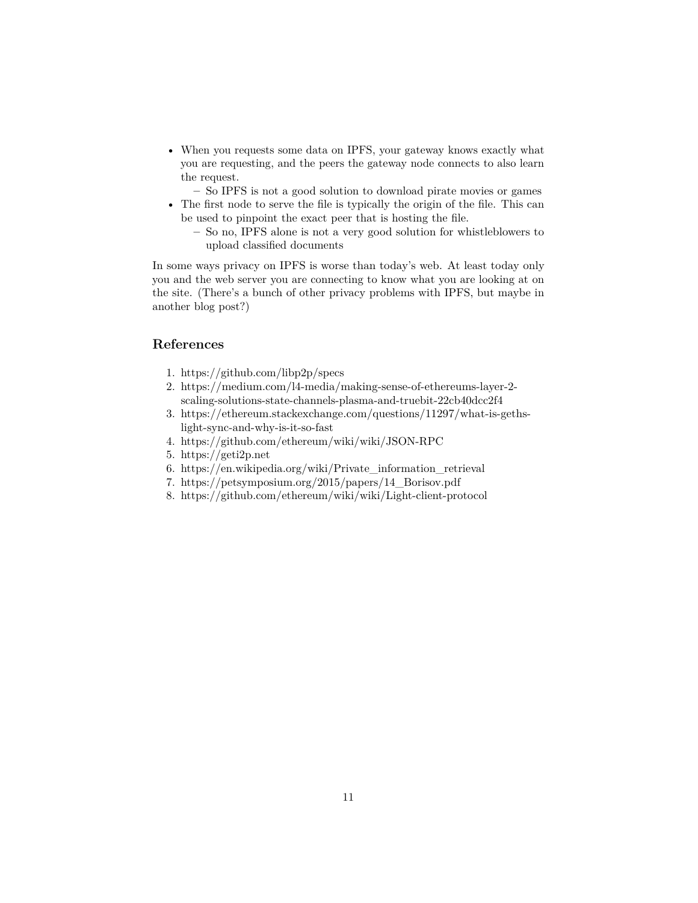- When you requests some data on IPFS, your gateway knows exactly what you are requesting, and the peers the gateway node connects to also learn the request.
  - So IPFS is not a good solution to download pirate movies or games
- The first node to serve the file is typically the origin of the file. This can be used to pinpoint the exact peer that is hosting the file.
  - So no, IPFS alone is not a very good solution for whistleblowers to upload classified documents

In some ways privacy on IPFS is worse than today's web. At least today only you and the web server you are connecting to know what you are looking at on the site. (There's a bunch of other privacy problems with IPFS, but maybe in another blog post?)

## References

1. https://github.com/libp2p/specs
2. https://medium.com/l4-media/making-sense-of-ethereums-layer-2-scaling-solutions-state-channels-plasma-and-truebit-22cb40dcc2f4
3. https://ethereum.stackexchange.com/questions/11297/what-is-geths-light-sync-and-why-is-it-so-fast
4. https://github.com/ethereum/wiki/wiki/JSON-RPC
5. https://geti2p.net
6. https://en.wikipedia.org/wiki/Private_information_retrieval
7. https://petsymposium.org/2015/papers/14_Borisov.pdf
8. https://github.com/ethereum/wiki/wiki/Light-client-protocol